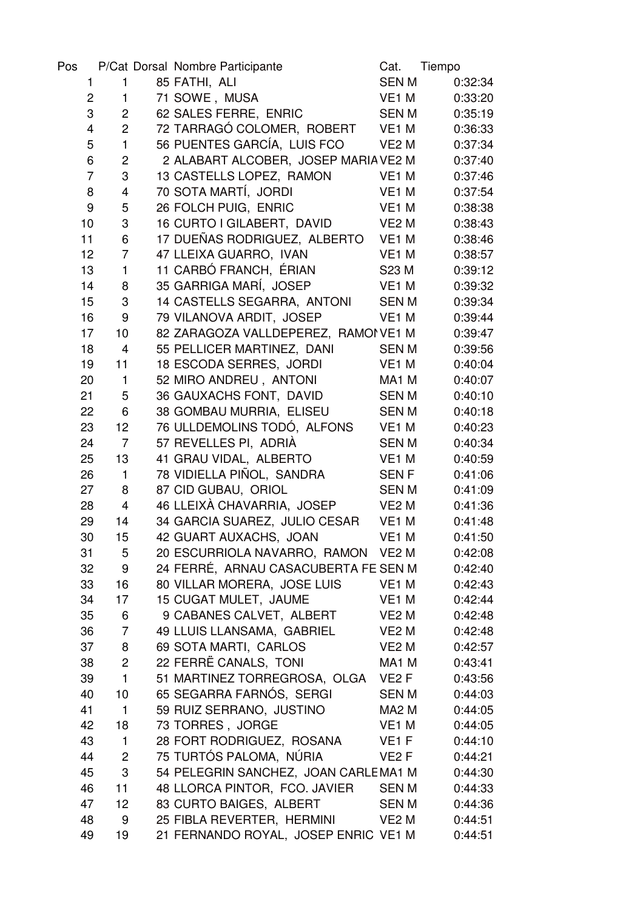| Pos | P/Cat | Dorsal | Nombre Participante | Cat. | Tiempo |
|---|---|---|---|---|---|
| 1 | 1 | 85 | FATHI, ALI | SEN M | 0:32:34 |
| 2 | 1 | 71 | SOWE , MUSA | VE1 M | 0:33:20 |
| 3 | 2 | 62 | SALES FERRE, ENRIC | SEN M | 0:35:19 |
| 4 | 2 | 72 | TARRAGÓ COLOMER, ROBERT | VE1 M | 0:36:33 |
| 5 | 1 | 56 | PUENTES GARCÍA, LUIS FCO | VE2 M | 0:37:34 |
| 6 | 2 | 2 | ALABART ALCOBER, JOSEP MARIA | VE2 M | 0:37:40 |
| 7 | 3 | 13 | CASTELLS LOPEZ, RAMON | VE1 M | 0:37:46 |
| 8 | 4 | 70 | SOTA MARTÍ, JORDI | VE1 M | 0:37:54 |
| 9 | 5 | 26 | FOLCH PUIG, ENRIC | VE1 M | 0:38:38 |
| 10 | 3 | 16 | CURTO I GILABERT, DAVID | VE2 M | 0:38:43 |
| 11 | 6 | 17 | DUEÑAS RODRIGUEZ, ALBERTO | VE1 M | 0:38:46 |
| 12 | 7 | 47 | LLEIXA GUARRO, IVAN | VE1 M | 0:38:57 |
| 13 | 1 | 11 | CARBÓ FRANCH, ÉRIAN | S23 M | 0:39:12 |
| 14 | 8 | 35 | GARRIGA MARÍ, JOSEP | VE1 M | 0:39:32 |
| 15 | 3 | 14 | CASTELLS SEGARRA, ANTONI | SEN M | 0:39:34 |
| 16 | 9 | 79 | VILANOVA ARDIT, JOSEP | VE1 M | 0:39:44 |
| 17 | 10 | 82 | ZARAGOZA VALLDEPEREZ, RAMON | VE1 M | 0:39:47 |
| 18 | 4 | 55 | PELLICER MARTINEZ, DANI | SEN M | 0:39:56 |
| 19 | 11 | 18 | ESCODA SERRES, JORDI | VE1 M | 0:40:04 |
| 20 | 1 | 52 | MIRO ANDREU , ANTONI | MA1 M | 0:40:07 |
| 21 | 5 | 36 | GAUXACHS FONT, DAVID | SEN M | 0:40:10 |
| 22 | 6 | 38 | GOMBAU MURRIA, ELISEU | SEN M | 0:40:18 |
| 23 | 12 | 76 | ULLDEMOLINS TODÓ, ALFONS | VE1 M | 0:40:23 |
| 24 | 7 | 57 | REVELLES PI, ADRIÀ | SEN M | 0:40:34 |
| 25 | 13 | 41 | GRAU VIDAL, ALBERTO | VE1 M | 0:40:59 |
| 26 | 1 | 78 | VIDIELLA PIÑOL, SANDRA | SEN F | 0:41:06 |
| 27 | 8 | 87 | CID GUBAU, ORIOL | SEN M | 0:41:09 |
| 28 | 4 | 46 | LLEIXÀ CHAVARRIA, JOSEP | VE2 M | 0:41:36 |
| 29 | 14 | 34 | GARCIA SUAREZ, JULIO CESAR | VE1 M | 0:41:48 |
| 30 | 15 | 42 | GUART AUXACHS, JOAN | VE1 M | 0:41:50 |
| 31 | 5 | 20 | ESCURRIOLA NAVARRO, RAMON | VE2 M | 0:42:08 |
| 32 | 9 | 24 | FERRÉ, ARNAU CASACUBERTA FE | SEN M | 0:42:40 |
| 33 | 16 | 80 | VILLAR MORERA, JOSE LUIS | VE1 M | 0:42:43 |
| 34 | 17 | 15 | CUGAT MULET, JAUME | VE1 M | 0:42:44 |
| 35 | 6 | 9 | CABANES CALVET, ALBERT | VE2 M | 0:42:48 |
| 36 | 7 | 49 | LLUIS LLANSAMA, GABRIEL | VE2 M | 0:42:48 |
| 37 | 8 | 69 | SOTA MARTI, CARLOS | VE2 M | 0:42:57 |
| 38 | 2 | 22 | FERRË CANALS, TONI | MA1 M | 0:43:41 |
| 39 | 1 | 51 | MARTINEZ TORREGROSA, OLGA | VE2 F | 0:43:56 |
| 40 | 10 | 65 | SEGARRA FARNÓS, SERGI | SEN M | 0:44:03 |
| 41 | 1 | 59 | RUIZ SERRANO, JUSTINO | MA2 M | 0:44:05 |
| 42 | 18 | 73 | TORRES , JORGE | VE1 M | 0:44:05 |
| 43 | 1 | 28 | FORT RODRIGUEZ, ROSANA | VE1 F | 0:44:10 |
| 44 | 2 | 75 | TURTÓS PALOMA, NÚRIA | VE2 F | 0:44:21 |
| 45 | 3 | 54 | PELEGRIN SANCHEZ, JOAN CARLE | MA1 M | 0:44:30 |
| 46 | 11 | 48 | LLORCA PINTOR, FCO. JAVIER | SEN M | 0:44:33 |
| 47 | 12 | 83 | CURTO BAIGES, ALBERT | SEN M | 0:44:36 |
| 48 | 9 | 25 | FIBLA REVERTER, HERMINI | VE2 M | 0:44:51 |
| 49 | 19 | 21 | FERNANDO ROYAL, JOSEP ENRIC | VE1 M | 0:44:51 |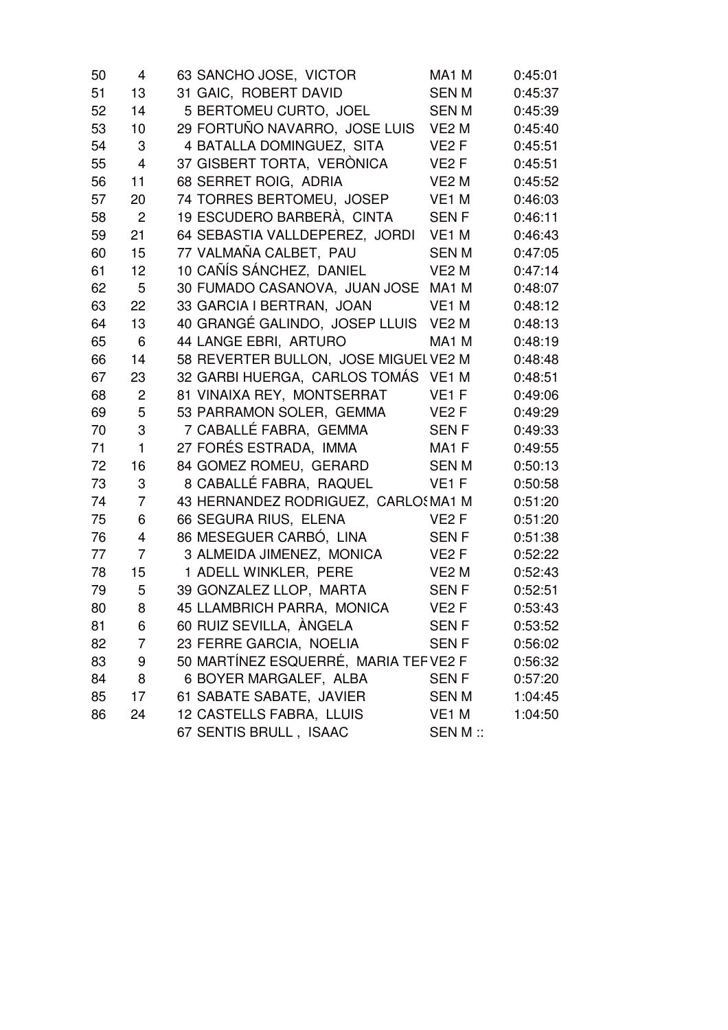| | | | | |
|---|---|---|---|---|
| 50 | 4 | 63 SANCHO JOSE, VICTOR | MA1 M | 0:45:01 |
| 51 | 13 | 31 GAIC, ROBERT DAVID | SEN M | 0:45:37 |
| 52 | 14 | 5 BERTOMEU CURTO, JOEL | SEN M | 0:45:39 |
| 53 | 10 | 29 FORTUÑO NAVARRO, JOSE LUIS | VE2 M | 0:45:40 |
| 54 | 3 | 4 BATALLA DOMINGUEZ, SITA | VE2 F | 0:45:51 |
| 55 | 4 | 37 GISBERT TORTA, VERÒNICA | VE2 F | 0:45:51 |
| 56 | 11 | 68 SERRET ROIG, ADRIA | VE2 M | 0:45:52 |
| 57 | 20 | 74 TORRES BERTOMEU, JOSEP | VE1 M | 0:46:03 |
| 58 | 2 | 19 ESCUDERO BARBERÀ, CINTA | SEN F | 0:46:11 |
| 59 | 21 | 64 SEBASTIA VALLDEPEREZ, JORDI | VE1 M | 0:46:43 |
| 60 | 15 | 77 VALMAÑA CALBET, PAU | SEN M | 0:47:05 |
| 61 | 12 | 10 CAÑÍS SÁNCHEZ, DANIEL | VE2 M | 0:47:14 |
| 62 | 5 | 30 FUMADO CASANOVA, JUAN JOSE | MA1 M | 0:48:07 |
| 63 | 22 | 33 GARCIA I BERTRAN, JOAN | VE1 M | 0:48:12 |
| 64 | 13 | 40 GRANGÉ GALINDO, JOSEP LLUIS | VE2 M | 0:48:13 |
| 65 | 6 | 44 LANGE EBRI, ARTURO | MA1 M | 0:48:19 |
| 66 | 14 | 58 REVERTER BULLON, JOSE MIGUEL | VE2 M | 0:48:48 |
| 67 | 23 | 32 GARBI HUERGA, CARLOS TOMÁS | VE1 M | 0:48:51 |
| 68 | 2 | 81 VINAIXA REY, MONTSERRAT | VE1 F | 0:49:06 |
| 69 | 5 | 53 PARRAMON SOLER, GEMMA | VE2 F | 0:49:29 |
| 70 | 3 | 7 CABALLÉ FABRA, GEMMA | SEN F | 0:49:33 |
| 71 | 1 | 27 FORÉS ESTRADA, IMMA | MA1 F | 0:49:55 |
| 72 | 16 | 84 GOMEZ ROMEU, GERARD | SEN M | 0:50:13 |
| 73 | 3 | 8 CABALLÉ FABRA, RAQUEL | VE1 F | 0:50:58 |
| 74 | 7 | 43 HERNANDEZ RODRIGUEZ, CARLOS | MA1 M | 0:51:20 |
| 75 | 6 | 66 SEGURA RIUS, ELENA | VE2 F | 0:51:20 |
| 76 | 4 | 86 MESEGUER CARBÓ, LINA | SEN F | 0:51:38 |
| 77 | 7 | 3 ALMEIDA JIMENEZ, MONICA | VE2 F | 0:52:22 |
| 78 | 15 | 1 ADELL WINKLER, PERE | VE2 M | 0:52:43 |
| 79 | 5 | 39 GONZALEZ LLOP, MARTA | SEN F | 0:52:51 |
| 80 | 8 | 45 LLAMBRICH PARRA, MONICA | VE2 F | 0:53:43 |
| 81 | 6 | 60 RUIZ SEVILLA, ÀNGELA | SEN F | 0:53:52 |
| 82 | 7 | 23 FERRE GARCIA, NOELIA | SEN F | 0:56:02 |
| 83 | 9 | 50 MARTÍNEZ ESQUERRÉ, MARIA TER | VE2 F | 0:56:32 |
| 84 | 8 | 6 BOYER MARGALEF, ALBA | SEN F | 0:57:20 |
| 85 | 17 | 61 SABATE SABATE, JAVIER | SEN M | 1:04:45 |
| 86 | 24 | 12 CASTELLS FABRA, LLUIS | VE1 M | 1:04:50 |
| | | 67 SENTIS BRULL , ISAAC | SEN M | :: |